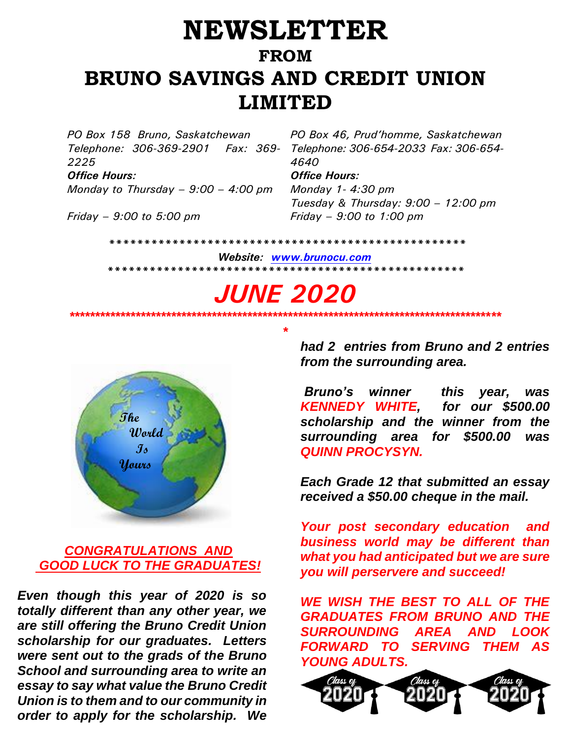# NEWSLETTER

## FROM

# BRUNO SAVINGS AND CREDIT UNION LIMITED

*PO Box 158 Bruno, Saskatchewan*
*Telephone: 306-369-2901 Fax: 369-2225*
***Office Hours:***
*Monday to Thursday – 9:00 – 4:00 pm*
*Friday – 9:00 to 5:00 pm*

*PO Box 46, Prud'homme, Saskatchewan*
*Telephone: 306-654-2033 Fax: 306-654-4640*
***Office Hours:***
*Monday 1- 4:30 pm*
*Tuesday & Thursday: 9:00 – 12:00 pm*
*Friday – 9:00 to 1:00 pm*

**************************************************

***Website: [www.brunocu.com](http://www.brunocu.com)***

**************************************************

# *JUNE 2020*

***************************************************************************************

***CONGRATULATIONS AND GOOD LUCK TO THE GRADUATES!***

***Even though this year of 2020 is so totally different than any other year, we are still offering the Bruno Credit Union scholarship for our graduates. Letters were sent out to the grads of the Bruno School and surrounding area to write an essay to say what value the Bruno Credit Union is to them and to our community in order to apply for the scholarship. We had 2 entries from Bruno and 2 entries from the surrounding area.***

***Bruno's winner this year, was KENNEDY WHITE, for our $500.00 scholarship and the winner from the surrounding area for $500.00 was QUINN PROCYSYN.***

***Each Grade 12 that submitted an essay received a $50.00 cheque in the mail.***

***Your post secondary education and business world may be different than what you had anticipated but we are sure you will perservere and succeed!***

***WE WISH THE BEST TO ALL OF THE GRADUATES FROM BRUNO AND THE SURROUNDING AREA AND LOOK FORWARD TO SERVING THEM AS YOUNG ADULTS.***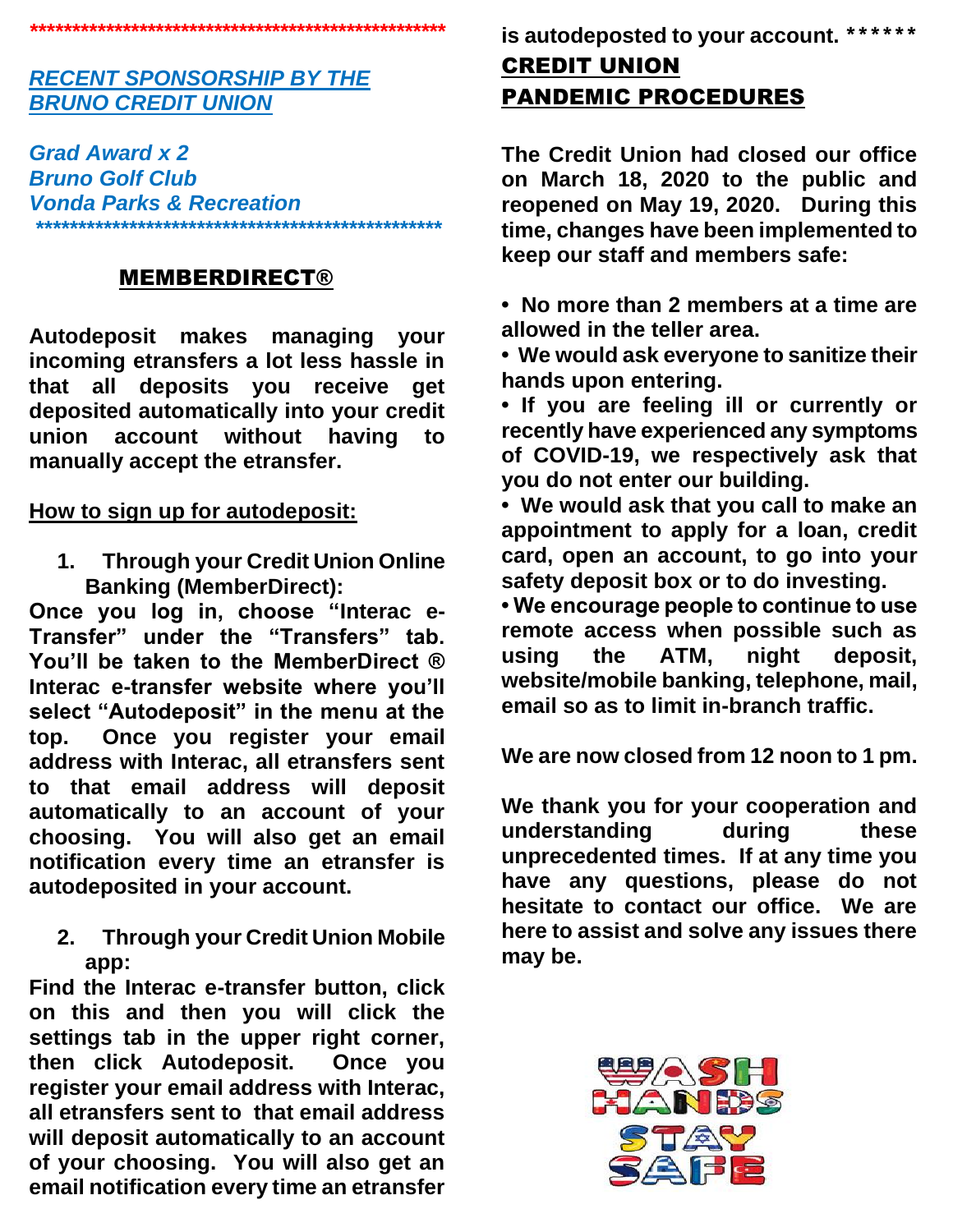*****************************************************

## *RECENT SPONSORSHIP BY THE BRUNO CREDIT UNION*

*Grad Award x 2*
*Bruno Golf Club*
*Vonda Parks & Recreation*

*****************************************************

## MEMBERDIRECT®

**Autodeposit makes managing your incoming etransfers a lot less hassle in that all deposits you receive get deposited automatically into your credit union account without having to manually accept the etransfer.**

**How to sign up for autodeposit:**

1. **Through your Credit Union Online Banking (MemberDirect):**

**Once you log in, choose "Interac e-Transfer" under the "Transfers" tab. You'll be taken to the MemberDirect ® Interac e-transfer website where you'll select "Autodeposit" in the menu at the top. Once you register your email address with Interac, all etransfers sent to that email address will deposit automatically to an account of your choosing. You will also get an email notification every time an etransfer is autodeposited in your account.**

2. **Through your Credit Union Mobile app:**

**Find the Interac e-transfer button, click on this and then you will click the settings tab in the upper right corner, then click Autodeposit. Once you register your email address with Interac, all etransfers sent to that email address will deposit automatically to an account of your choosing. You will also get an email notification every time an etransfer is autodeposited to your account.** ******

## CREDIT UNION PANDEMIC PROCEDURES

**The Credit Union had closed our office on March 18, 2020 to the public and reopened on May 19, 2020. During this time, changes have been implemented to keep our staff and members safe:**

- **No more than 2 members at a time are allowed in the teller area.**
- **We would ask everyone to sanitize their hands upon entering.**
- **If you are feeling ill or currently or recently have experienced any symptoms of COVID-19, we respectively ask that you do not enter our building.**
- **We would ask that you call to make an appointment to apply for a loan, credit card, open an account, to go into your safety deposit box or to do investing.**
- **We encourage people to continue to use remote access when possible such as using the ATM, night deposit, website/mobile banking, telephone, mail, email so as to limit in-branch traffic.**

**We are now closed from 12 noon to 1 pm.**

**We thank you for your cooperation and understanding during these unprecedented times. If at any time you have any questions, please do not hesitate to contact our office. We are here to assist and solve any issues there may be.**

WASH HANDS STAY SAFE